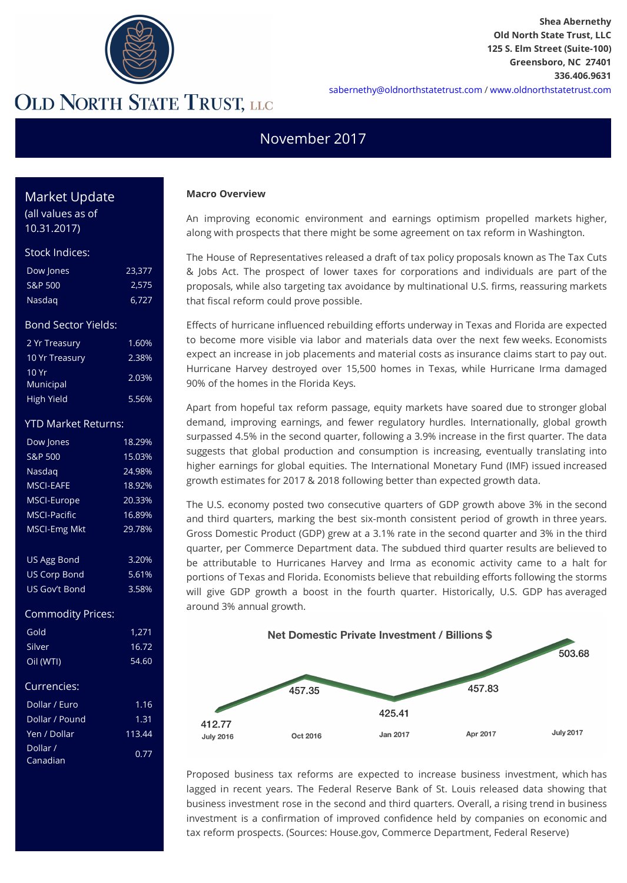Shea Abernethy
Old North State Trust, LLC
125 S. Elm Street (Suite-100)
Greensboro, NC 27401
336.406.9631
sabernethy@oldnorthstatetrust.com / www.oldnorthstatetrust.com

# OLD NORTH STATE TRUST, LLC

## November 2017

## Market Update

(all values as of 10.31.2017)

### Stock Indices:

| | |
|---|---|
| Dow Jones | 23,377 |
| S&P 500 | 2,575 |
| Nasdaq | 6,727 |

### Bond Sector Yields:

| | |
|---|---|
| 2 Yr Treasury | 1.60% |
| 10 Yr Treasury | 2.38% |
| 10 Yr Municipal | 2.03% |
| High Yield | 5.56% |

### YTD Market Returns:

| | |
|---|---|
| Dow Jones | 18.29% |
| S&P 500 | 15.03% |
| Nasdaq | 24.98% |
| MSCI-EAFE | 18.92% |
| MSCI-Europe | 20.33% |
| MSCI-Pacific | 16.89% |
| MSCI-Emg Mkt | 29.78% |
| US Agg Bond | 3.20% |
| US Corp Bond | 5.61% |
| US Gov't Bond | 3.58% |

### Commodity Prices:

| | |
|---|---|
| Gold | 1,271 |
| Silver | 16.72 |
| Oil (WTI) | 54.60 |

### Currencies:

| | |
|---|---|
| Dollar / Euro | 1.16 |
| Dollar / Pound | 1.31 |
| Yen / Dollar | 113.44 |
| Dollar / Canadian | 0.77 |

**Macro Overview**

An improving economic environment and earnings optimism propelled markets higher, along with prospects that there might be some agreement on tax reform in Washington.

The House of Representatives released a draft of tax policy proposals known as The Tax Cuts & Jobs Act. The prospect of lower taxes for corporations and individuals are part of the proposals, while also targeting tax avoidance by multinational U.S. firms, reassuring markets that fiscal reform could prove possible.

Effects of hurricane influenced rebuilding efforts underway in Texas and Florida are expected to become more visible via labor and materials data over the next few weeks. Economists expect an increase in job placements and material costs as insurance claims start to pay out. Hurricane Harvey destroyed over 15,500 homes in Texas, while Hurricane Irma damaged 90% of the homes in the Florida Keys.

Apart from hopeful tax reform passage, equity markets have soared due to stronger global demand, improving earnings, and fewer regulatory hurdles. Internationally, global growth surpassed 4.5% in the second quarter, following a 3.9% increase in the first quarter. The data suggests that global production and consumption is increasing, eventually translating into higher earnings for global equities. The International Monetary Fund (IMF) issued increased growth estimates for 2017 & 2018 following better than expected growth data.

The U.S. economy posted two consecutive quarters of GDP growth above 3% in the second and third quarters, marking the best six-month consistent period of growth in three years. Gross Domestic Product (GDP) grew at a 3.1% rate in the second quarter and 3% in the third quarter, per Commerce Department data. The subdued third quarter results are believed to be attributable to Hurricanes Harvey and Irma as economic activity came to a halt for portions of Texas and Florida. Economists believe that rebuilding efforts following the storms will give GDP growth a boost in the fourth quarter. Historically, U.S. GDP has averaged around 3% annual growth.

**Net Domestic Private Investment / Billions $**

| July 2016 | Oct 2016 | Jan 2017 | Apr 2017 | July 2017 |
|---|---|---|---|---|
| 412.77 | 457.35 | 425.41 | 457.83 | 503.68 |

Proposed business tax reforms are expected to increase business investment, which has lagged in recent years. The Federal Reserve Bank of St. Louis released data showing that business investment rose in the second and third quarters. Overall, a rising trend in business investment is a confirmation of improved confidence held by companies on economic and tax reform prospects. (Sources: House.gov, Commerce Department, Federal Reserve)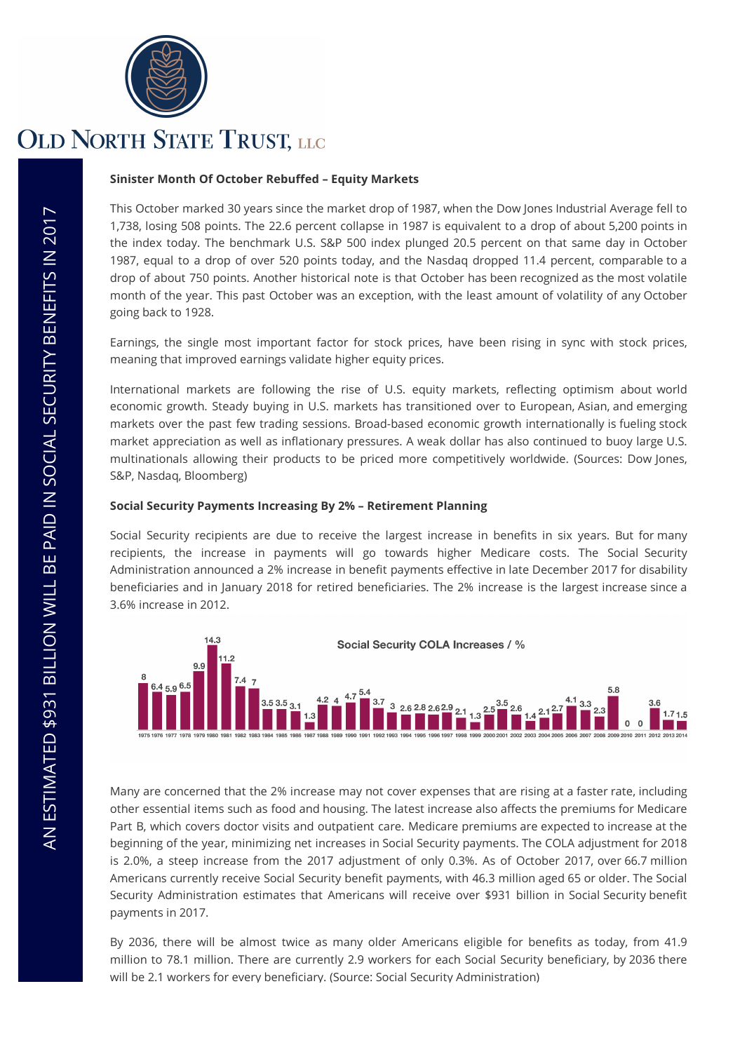AN ESTIMATED $931 BILLION WILL BE PAID IN SOCIAL SECURITY BENEFITS IN 2017

**Sinister Month Of October Rebuffed – Equity Markets**

This October marked 30 years since the market drop of 1987, when the Dow Jones Industrial Average fell to 1,738, losing 508 points. The 22.6 percent collapse in 1987 is equivalent to a drop of about 5,200 points in the index today. The benchmark U.S. S&P 500 index plunged 20.5 percent on that same day in October 1987, equal to a drop of over 520 points today, and the Nasdaq dropped 11.4 percent, comparable to a drop of about 750 points. Another historical note is that October has been recognized as the most volatile month of the year. This past October was an exception, with the least amount of volatility of any October going back to 1928.

Earnings, the single most important factor for stock prices, have been rising in sync with stock prices, meaning that improved earnings validate higher equity prices.

International markets are following the rise of U.S. equity markets, reflecting optimism about world economic growth. Steady buying in U.S. markets has transitioned over to European, Asian, and emerging markets over the past few trading sessions. Broad-based economic growth internationally is fueling stock market appreciation as well as inflationary pressures. A weak dollar has also continued to buoy large U.S. multinationals allowing their products to be priced more competitively worldwide. (Sources: Dow Jones, S&P, Nasdaq, Bloomberg)

**Social Security Payments Increasing By 2% – Retirement Planning**

Social Security recipients are due to receive the largest increase in benefits in six years. But for many recipients, the increase in payments will go towards higher Medicare costs. The Social Security Administration announced a 2% increase in benefit payments effective in late December 2017 for disability beneficiaries and in January 2018 for retired beneficiaries. The 2% increase is the largest increase since a 3.6% increase in 2012.

**Social Security COLA Increases / %**

| Year | COLA % |
|---|---|
| 1975 | 8 |
| 1976 | 6.4 |
| 1977 | 5.9 |
| 1978 | 6.5 |
| 1979 | 9.9 |
| 1980 | 14.3 |
| 1981 | 11.2 |
| 1982 | 7.4 |
| 1983 | 7 |
| 1984 | 3.5 |
| 1985 | 3.5 |
| 1986 | 3.1 |
| 1987 | 1.3 |
| 1988 | 4.2 |
| 1989 | 4 |
| 1990 | 4.7 |
| 1991 | 5.4 |
| 1992 | 3.7 |
| 1993 | 3 |
| 1994 | 2.6 |
| 1995 | 2.8 |
| 1996 | 2.6 |
| 1997 | 2.9 |
| 1998 | 2.1 |
| 1999 | 1.3 |
| 2000 | 2.5 |
| 2001 | 3.5 |
| 2002 | 2.6 |
| 2003 | 1.4 |
| 2004 | 2.1 |
| 2005 | 2.7 |
| 2006 | 4.1 |
| 2007 | 3.3 |
| 2008 | 2.3 |
| 2009 | 5.8 |
| 2010 | 0 |
| 2011 | 0 |
| 2012 | 3.6 |
| 2013 | 1.7 |
| 2014 | 1.5 |

Many are concerned that the 2% increase may not cover expenses that are rising at a faster rate, including other essential items such as food and housing. The latest increase also affects the premiums for Medicare Part B, which covers doctor visits and outpatient care. Medicare premiums are expected to increase at the beginning of the year, minimizing net increases in Social Security payments. The COLA adjustment for 2018 is 2.0%, a steep increase from the 2017 adjustment of only 0.3%. As of October 2017, over 66.7 million Americans currently receive Social Security benefit payments, with 46.3 million aged 65 or older. The Social Security Administration estimates that Americans will receive over $931 billion in Social Security benefit payments in 2017.

By 2036, there will be almost twice as many older Americans eligible for benefits as today, from 41.9 million to 78.1 million. There are currently 2.9 workers for each Social Security beneficiary, by 2036 there will be 2.1 workers for every beneficiary. (Source: Social Security Administration)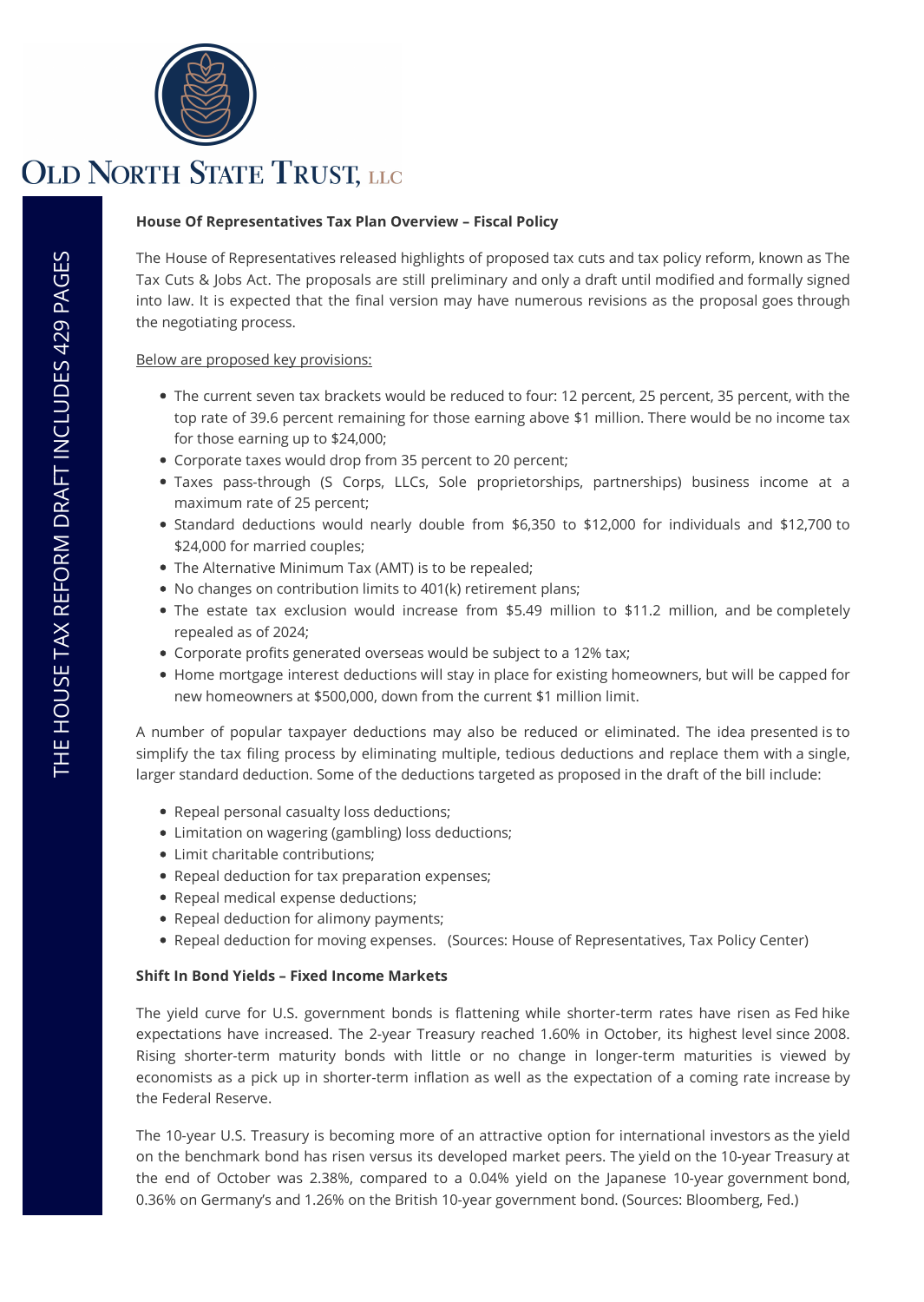# Old North State Trust, LLC

THE HOUSE TAX REFORM DRAFT INCLUDES 429 PAGES

**House Of Representatives Tax Plan Overview – Fiscal Policy**

The House of Representatives released highlights of proposed tax cuts and tax policy reform, known as The Tax Cuts & Jobs Act. The proposals are still preliminary and only a draft until modified and formally signed into law. It is expected that the final version may have numerous revisions as the proposal goes through the negotiating process.

Below are proposed key provisions:

- The current seven tax brackets would be reduced to four: 12 percent, 25 percent, 35 percent, with the top rate of 39.6 percent remaining for those earning above $1 million. There would be no income tax for those earning up to $24,000;
- Corporate taxes would drop from 35 percent to 20 percent;
- Taxes pass-through (S Corps, LLCs, Sole proprietorships, partnerships) business income at a maximum rate of 25 percent;
- Standard deductions would nearly double from $6,350 to $12,000 for individuals and $12,700 to $24,000 for married couples;
- The Alternative Minimum Tax (AMT) is to be repealed;
- No changes on contribution limits to 401(k) retirement plans;
- The estate tax exclusion would increase from $5.49 million to $11.2 million, and be completely repealed as of 2024;
- Corporate profits generated overseas would be subject to a 12% tax;
- Home mortgage interest deductions will stay in place for existing homeowners, but will be capped for new homeowners at $500,000, down from the current $1 million limit.

A number of popular taxpayer deductions may also be reduced or eliminated. The idea presented is to simplify the tax filing process by eliminating multiple, tedious deductions and replace them with a single, larger standard deduction. Some of the deductions targeted as proposed in the draft of the bill include:

- Repeal personal casualty loss deductions;
- Limitation on wagering (gambling) loss deductions;
- Limit charitable contributions;
- Repeal deduction for tax preparation expenses;
- Repeal medical expense deductions;
- Repeal deduction for alimony payments;
- Repeal deduction for moving expenses. (Sources: House of Representatives, Tax Policy Center)

**Shift In Bond Yields – Fixed Income Markets**

The yield curve for U.S. government bonds is flattening while shorter-term rates have risen as Fed hike expectations have increased. The 2-year Treasury reached 1.60% in October, its highest level since 2008. Rising shorter-term maturity bonds with little or no change in longer-term maturities is viewed by economists as a pick up in shorter-term inflation as well as the expectation of a coming rate increase by the Federal Reserve.

The 10-year U.S. Treasury is becoming more of an attractive option for international investors as the yield on the benchmark bond has risen versus its developed market peers. The yield on the 10-year Treasury at the end of October was 2.38%, compared to a 0.04% yield on the Japanese 10-year government bond, 0.36% on Germany's and 1.26% on the British 10-year government bond. (Sources: Bloomberg, Fed.)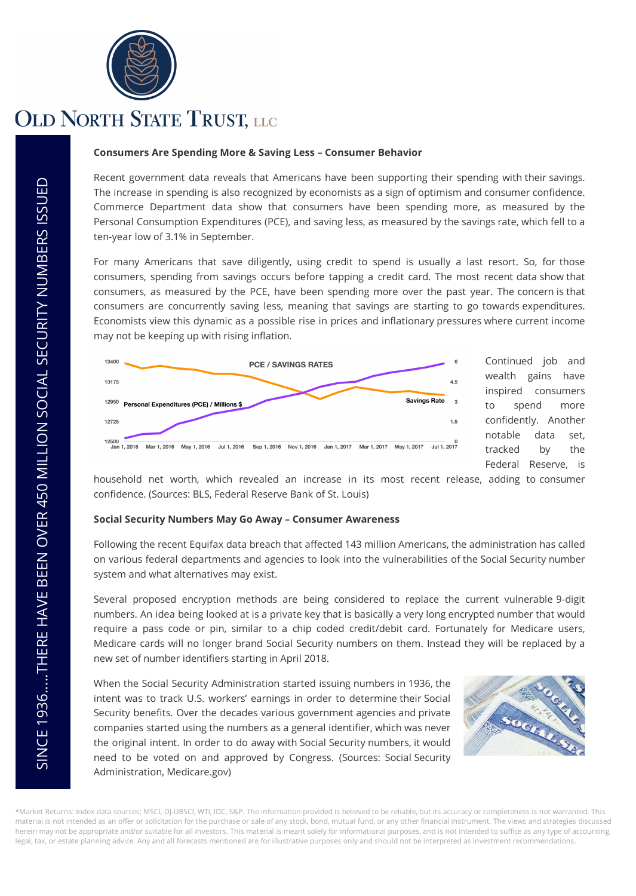# Old North State Trust, LLC

SINCE 1936.....THERE HAVE BEEN OVER 450 MILLION SOCIAL SECURITY NUMBERS ISSUED

**Consumers Are Spending More & Saving Less – Consumer Behavior**

Recent government data reveals that Americans have been supporting their spending with their savings. The increase in spending is also recognized by economists as a sign of optimism and consumer confidence. Commerce Department data show that consumers have been spending more, as measured by the Personal Consumption Expenditures (PCE), and saving less, as measured by the savings rate, which fell to a ten-year low of 3.1% in September.

For many Americans that save diligently, using credit to spend is usually a last resort. So, for those consumers, spending from savings occurs before tapping a credit card. The most recent data show that consumers, as measured by the PCE, have been spending more over the past year. The concern is that consumers are concurrently saving less, meaning that savings are starting to go towards expenditures. Economists view this dynamic as a possible rise in prices and inflationary pressures where current income may not be keeping up with rising inflation.

PCE / SAVINGS RATES

Personal Expenditures (PCE) / Millions $

Savings Rate

13400
13175
12950
12725
12500

6
4.5
3
1.5
0

Jan 1, 2016 Mar 1, 2016 May 1, 2016 Jul 1, 2016 Sep 1, 2016 Nov 1, 2016 Jan 1, 2017 Mar 1, 2017 May 1, 2017 Jul 1, 2017

Continued job and wealth gains have inspired consumers to spend more confidently. Another notable data set, tracked by the Federal Reserve, is household net worth, which revealed an increase in its most recent release, adding to consumer confidence. (Sources: BLS, Federal Reserve Bank of St. Louis)

**Social Security Numbers May Go Away – Consumer Awareness**

Following the recent Equifax data breach that affected 143 million Americans, the administration has called on various federal departments and agencies to look into the vulnerabilities of the Social Security number system and what alternatives may exist.

Several proposed encryption methods are being considered to replace the current vulnerable 9-digit numbers. An idea being looked at is a private key that is basically a very long encrypted number that would require a pass code or pin, similar to a chip coded credit/debit card. Fortunately for Medicare users, Medicare cards will no longer brand Social Security numbers on them. Instead they will be replaced by a new set of number identifiers starting in April 2018.

When the Social Security Administration started issuing numbers in 1936, the intent was to track U.S. workers' earnings in order to determine their Social Security benefits. Over the decades various government agencies and private companies started using the numbers as a general identifier, which was never the original intent. In order to do away with Social Security numbers, it would need to be voted on and approved by Congress. (Sources: Social Security Administration, Medicare.gov)

*Market Returns: Index data sources; MSCI, DJ-UBSCI, WTI, IDC, S&P. The information provided is believed to be reliable, but its accuracy or completeness is not warranted. This material is not intended as an offer or solicitation for the purchase or sale of any stock, bond, mutual fund, or any other financial instrument. The views and strategies discussed herein may not be appropriate and/or suitable for all investors. This material is meant solely for informational purposes, and is not intended to suffice as any type of accounting, legal, tax, or estate planning advice. Any and all forecasts mentioned are for illustrative purposes only and should not be interpreted as investment recommendations.